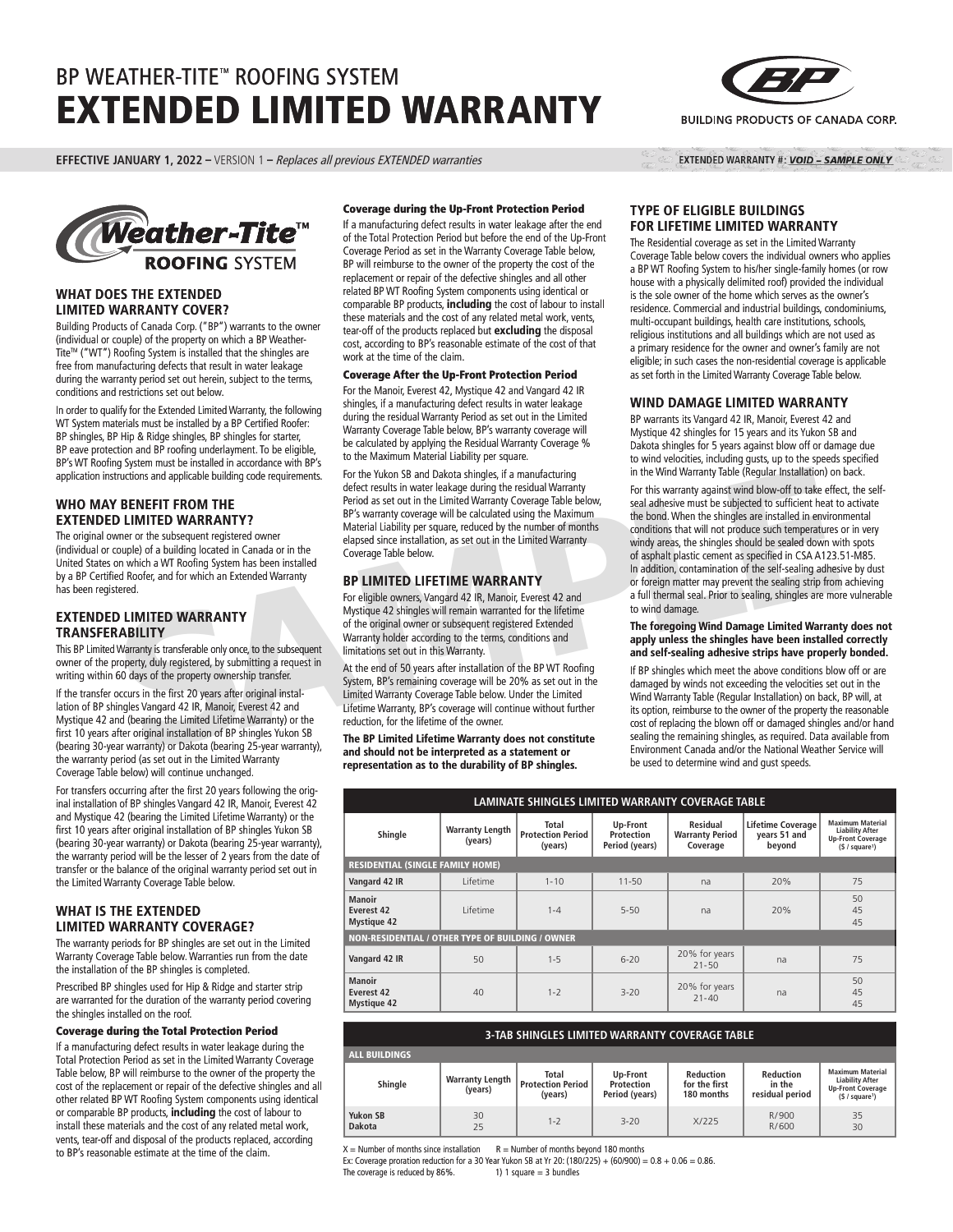# BP WEATHER-TITE™ ROOFING SYSTEM

# EXTENDED LIMITED WARRANTY

BUILDING PRODUCTS OF CANADA CORP.

**EFFECTIVE JANUARY 1, 2022 –** VERSION 1 – *Replaces all previous EXTENDED warranties*

**EXTENDED WARRANTY #:** ***VOID – SAMPLE ONLY***

Weather-Tite™ ROOFING SYSTEM

## WHAT DOES THE EXTENDED LIMITED WARRANTY COVER?

Building Products of Canada Corp. ("BP") warrants to the owner (individual or couple) of the property on which a BP Weather-Tite™ ("WT") Roofing System is installed that the shingles are free from manufacturing defects that result in water leakage during the warranty period set out herein, subject to the terms, conditions and restrictions set out below.

In order to qualify for the Extended Limited Warranty, the following WT System materials must be installed by a BP Certified Roofer: BP shingles, BP Hip & Ridge shingles, BP shingles for starter, BP eave protection and BP roofing underlayment. To be eligible, BP's WT Roofing System must be installed in accordance with BP's application instructions and applicable building code requirements.

## WHO MAY BENEFIT FROM THE EXTENDED LIMITED WARRANTY?

The original owner or the subsequent registered owner (individual or couple) of a building located in Canada or in the United States on which a WT Roofing System has been installed by a BP Certified Roofer, and for which an Extended Warranty has been registered.

## EXTENDED LIMITED WARRANTY TRANSFERABILITY

This BP Limited Warranty is transferable only once, to the subsequent owner of the property, duly registered, by submitting a request in writing within 60 days of the property ownership transfer.

If the transfer occurs in the first 20 years after original installation of BP shingles Vangard 42 IR, Manoir, Everest 42 and Mystique 42 and (bearing the Limited Lifetime Warranty) or the first 10 years after original installation of BP shingles Yukon SB (bearing 30-year warranty) or Dakota (bearing 25-year warranty), the warranty period (as set out in the Limited Warranty Coverage Table below) will continue unchanged.

For transfers occurring after the first 20 years following the original installation of BP shingles Vangard 42 IR, Manoir, Everest 42 and Mystique 42 (bearing the Limited Lifetime Warranty) or the first 10 years after original installation of BP shingles Yukon SB (bearing 30-year warranty) or Dakota (bearing 25-year warranty), the warranty period will be the lesser of 2 years from the date of transfer or the balance of the original warranty period set out in the Limited Warranty Coverage Table below.

## WHAT IS THE EXTENDED LIMITED WARRANTY COVERAGE?

The warranty periods for BP shingles are set out in the Limited Warranty Coverage Table below. Warranties run from the date the installation of the BP shingles is completed.

Prescribed BP shingles used for Hip & Ridge and starter strip are warranted for the duration of the warranty period covering the shingles installed on the roof.

### Coverage during the Total Protection Period

If a manufacturing defect results in water leakage during the Total Protection Period as set in the Limited Warranty Coverage Table below, BP will reimburse to the owner of the property the cost of the replacement or repair of the defective shingles and all other related BP WT Roofing System components using identical or comparable BP products, **including** the cost of labour to install these materials and the cost of any related metal work, vents, tear-off and disposal of the products replaced, according to BP's reasonable estimate at the time of the claim.

### Coverage during the Up-Front Protection Period

If a manufacturing defect results in water leakage after the end of the Total Protection Period but before the end of the Up-Front Coverage Period as set in the Warranty Coverage Table below, BP will reimburse to the owner of the property the cost of the replacement or repair of the defective shingles and all other related BP WT Roofing System components using identical or comparable BP products, **including** the cost of labour to install these materials and the cost of any related metal work, vents, tear-off of the products replaced but **excluding** the disposal cost, according to BP's reasonable estimate of the cost of that work at the time of the claim.

### Coverage After the Up-Front Protection Period

For the Manoir, Everest 42, Mystique 42 and Vangard 42 IR shingles, if a manufacturing defect results in water leakage during the residual Warranty Period as set out in the Limited Warranty Coverage Table below, BP's warranty coverage will be calculated by applying the Residual Warranty Coverage % to the Maximum Material Liability per square.

For the Yukon SB and Dakota shingles, if a manufacturing defect results in water leakage during the residual Warranty Period as set out in the Limited Warranty Coverage Table below, BP's warranty coverage will be calculated using the Maximum Material Liability per square, reduced by the number of months elapsed since installation, as set out in the Limited Warranty Coverage Table below.

## BP LIMITED LIFETIME WARRANTY

For eligible owners, Vangard 42 IR, Manoir, Everest 42 and Mystique 42 shingles will remain warranted for the lifetime of the original owner or subsequent registered Extended Warranty holder according to the terms, conditions and limitations set out in this Warranty.

At the end of 50 years after installation of the BP WT Roofing System, BP's remaining coverage will be 20% as set out in the Limited Warranty Coverage Table below. Under the Limited Lifetime Warranty, BP's coverage will continue without further reduction, for the lifetime of the owner.

**The BP Limited Lifetime Warranty does not constitute and should not be interpreted as a statement or representation as to the durability of BP shingles.**

## TYPE OF ELIGIBLE BUILDINGS FOR LIFETIME LIMITED WARRANTY

The Residential coverage as set in the Limited Warranty Coverage Table below covers the individual owners who applies a BP WT Roofing System to his/her single-family homes (or row house with a physically delimited roof) provided the individual is the sole owner of the home which serves as the owner's residence. Commercial and industrial buildings, condominiums, multi-occupant buildings, health care institutions, schools, religious institutions and all buildings which are not used as a primary residence for the owner and owner's family are not eligible; in such cases the non-residential coverage is applicable as set forth in the Limited Warranty Coverage Table below.

## WIND DAMAGE LIMITED WARRANTY

BP warrants its Vangard 42 IR, Manoir, Everest 42 and Mystique 42 shingles for 15 years and its Yukon SB and Dakota shingles for 5 years against blow off or damage due to wind velocities, including gusts, up to the speeds specified in the Wind Warranty Table (Regular Installation) on back.

For this warranty against wind blow-off to take effect, the self-seal adhesive must be subjected to sufficient heat to activate the bond. When the shingles are installed in environmental conditions that will not produce such temperatures or in very windy areas, the shingles should be sealed down with spots of asphalt plastic cement as specified in CSA A123.51-M85. In addition, contamination of the self-sealing adhesive by dust or foreign matter may prevent the sealing strip from achieving a full thermal seal. Prior to sealing, shingles are more vulnerable to wind damage.

**The foregoing Wind Damage Limited Warranty does not apply unless the shingles have been installed correctly and self-sealing adhesive strips have properly bonded.**

If BP shingles which meet the above conditions blow off or are damaged by winds not exceeding the velocities set out in the Wind Warranty Table (Regular Installation) on back, BP will, at its option, reimburse to the owner of the property the reasonable cost of replacing the blown off or damaged shingles and/or hand sealing the remaining shingles, as required. Data available from Environment Canada and/or the National Weather Service will be used to determine wind and gust speeds.

**LAMINATE SHINGLES LIMITED WARRANTY COVERAGE TABLE**

| Shingle | Warranty Length (years) | Total Protection Period (years) | Up-Front Protection Period (years) | Residual Warranty Period Coverage | Lifetime Coverage years 51 and beyond | Maximum Material Liability After Up-Front Coverage ($ / square[1]) |
|---|---|---|---|---|---|---|
| **RESIDENTIAL (SINGLE FAMILY HOME)** | | | | | | |
| **Vangard 42 IR** | Lifetime | 1-10 | 11-50 | na | 20% | 75 |
| **Manoir**<br>**Everest 42**<br>**Mystique 42** | Lifetime | 1-4 | 5-50 | na | 20% | 50<br>45<br>45 |
| **NON-RESIDENTIAL / OTHER TYPE OF BUILDING / OWNER** | | | | | | |
| **Vangard 42 IR** | 50 | 1-5 | 6-20 | 20% for years 21-50 | na | 75 |
| **Manoir**<br>**Everest 42**<br>**Mystique 42** | 40 | 1-2 | 3-20 | 20% for years 21-40 | na | 50<br>45<br>45 |

**3-TAB SHINGLES LIMITED WARRANTY COVERAGE TABLE**

| Shingle | Warranty Length (years) | Total Protection Period (years) | Up-Front Protection Period (years) | Reduction for the first 180 months | Reduction in the residual period | Maximum Material Liability After Up-Front Coverage ($ / square[1]) |
|---|---|---|---|---|---|---|
| **ALL BUILDINGS** | | | | | | |
| **Yukon SB**<br>**Dakota** | 30<br>25 | 1-2 | 3-20 | X/225 | R/900<br>R/600 | 35<br>30 |

X = Number of months since installation    R = Number of months beyond 180 months

Ex: Coverage proration reduction for a 30 Year Yukon SB at Yr 20: (180/225) + (60/900) = 0.8 + 0.06 = 0.86.
The coverage is reduced by 86%.    1) 1 square = 3 bundles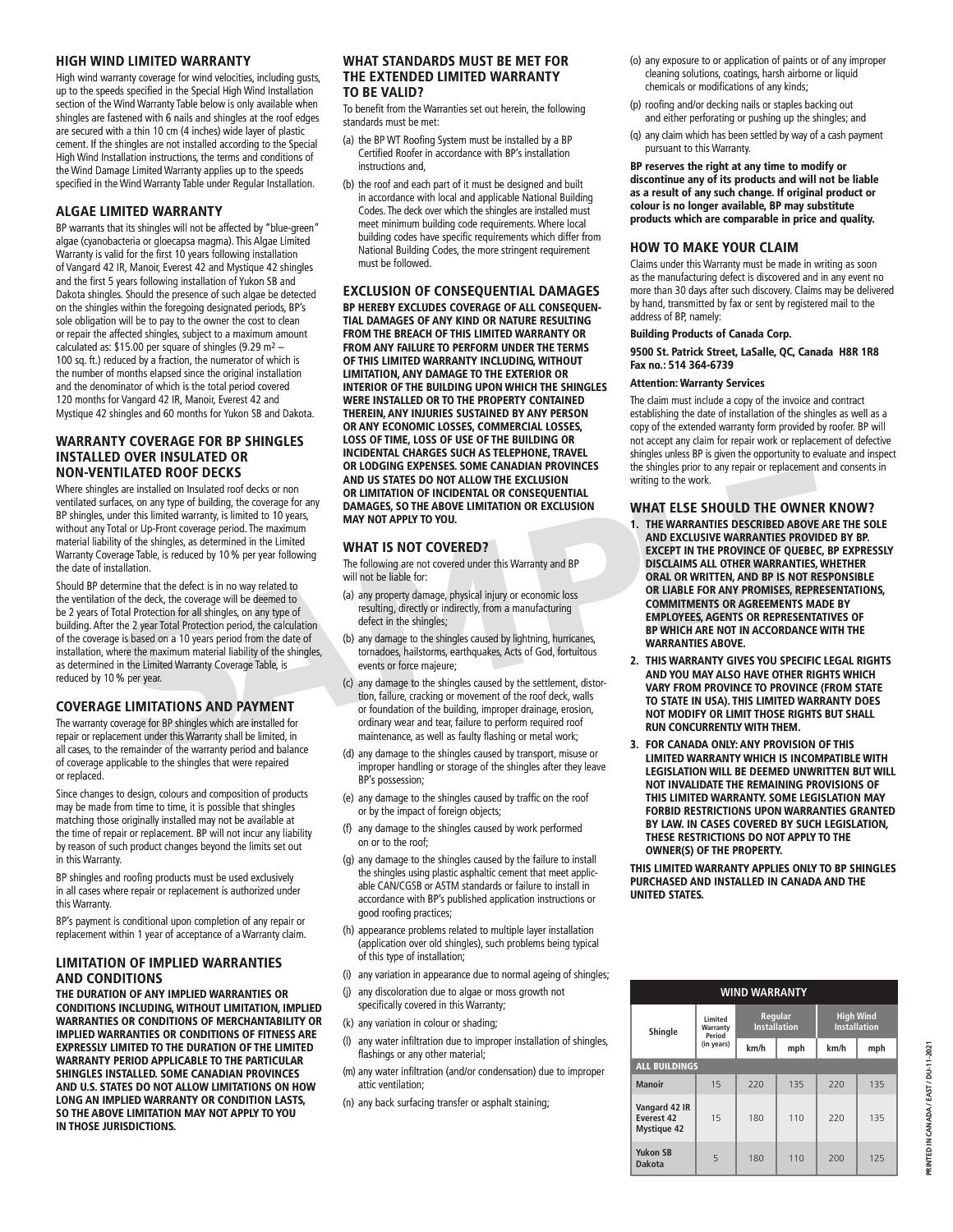## HIGH WIND LIMITED WARRANTY

High wind warranty coverage for wind velocities, including gusts, up to the speeds specified in the Special High Wind Installation section of the Wind Warranty Table below is only available when shingles are fastened with 6 nails and shingles at the roof edges are secured with a thin 10 cm (4 inches) wide layer of plastic cement. If the shingles are not installed according to the Special High Wind Installation instructions, the terms and conditions of the Wind Damage Limited Warranty applies up to the speeds specified in the Wind Warranty Table under Regular Installation.

## ALGAE LIMITED WARRANTY

BP warrants that its shingles will not be affected by "blue-green" algae (cyanobacteria or gloecapsa magma). This Algae Limited Warranty is valid for the first 10 years following installation of Vangard 42 IR, Manoir, Everest 42 and Mystique 42 shingles and the first 5 years following installation of Yukon SB and Dakota shingles. Should the presence of such algae be detected on the shingles within the foregoing designated periods, BP's sole obligation will be to pay to the owner the cost to clean or repair the affected shingles, subject to a maximum amount calculated as: $15.00 per square of shingles (9.29 m² – 100 sq. ft.) reduced by a fraction, the numerator of which is the number of months elapsed since the original installation and the denominator of which is the total period covered 120 months for Vangard 42 IR, Manoir, Everest 42 and Mystique 42 shingles and 60 months for Yukon SB and Dakota.

## WARRANTY COVERAGE FOR BP SHINGLES INSTALLED OVER INSULATED OR NON-VENTILATED ROOF DECKS

Where shingles are installed on Insulated roof decks or non ventilated surfaces, on any type of building, the coverage for any BP shingles, under this limited warranty, is limited to 10 years, without any Total or Up-Front coverage period. The maximum material liability of the shingles, as determined in the Limited Warranty Coverage Table, is reduced by 10 % per year following the date of installation.

Should BP determine that the defect is in no way related to the ventilation of the deck, the coverage will be deemed to be 2 years of Total Protection for all shingles, on any type of building. After the 2 year Total Protection period, the calculation of the coverage is based on a 10 years period from the date of installation, where the maximum material liability of the shingles, as determined in the Limited Warranty Coverage Table, is reduced by 10 % per year.

## COVERAGE LIMITATIONS AND PAYMENT

The warranty coverage for BP shingles which are installed for repair or replacement under this Warranty shall be limited, in all cases, to the remainder of the warranty period and balance of coverage applicable to the shingles that were repaired or replaced.

Since changes to design, colours and composition of products may be made from time to time, it is possible that shingles matching those originally installed may not be available at the time of repair or replacement. BP will not incur any liability by reason of such product changes beyond the limits set out in this Warranty.

BP shingles and roofing products must be used exclusively in all cases where repair or replacement is authorized under this Warranty.

BP's payment is conditional upon completion of any repair or replacement within 1 year of acceptance of a Warranty claim.

## LIMITATION OF IMPLIED WARRANTIES AND CONDITIONS

**THE DURATION OF ANY IMPLIED WARRANTIES OR CONDITIONS INCLUDING, WITHOUT LIMITATION, IMPLIED WARRANTIES OR CONDITIONS OF MERCHANTABILITY OR IMPLIED WARRANTIES OR CONDITIONS OF FITNESS ARE EXPRESSLY LIMITED TO THE DURATION OF THE LIMITED WARRANTY PERIOD APPLICABLE TO THE PARTICULAR SHINGLES INSTALLED. SOME CANADIAN PROVINCES AND U.S. STATES DO NOT ALLOW LIMITATIONS ON HOW LONG AN IMPLIED WARRANTY OR CONDITION LASTS, SO THE ABOVE LIMITATION MAY NOT APPLY TO YOU IN THOSE JURISDICTIONS.**

## WHAT STANDARDS MUST BE MET FOR THE EXTENDED LIMITED WARRANTY TO BE VALID?

To benefit from the Warranties set out herein, the following standards must be met:

(a) the BP WT Roofing System must be installed by a BP Certified Roofer in accordance with BP's installation instructions and,

(b) the roof and each part of it must be designed and built in accordance with local and applicable National Building Codes. The deck over which the shingles are installed must meet minimum building code requirements. Where local building codes have specific requirements which differ from National Building Codes, the more stringent requirement must be followed.

## EXCLUSION OF CONSEQUENTIAL DAMAGES

**BP HEREBY EXCLUDES COVERAGE OF ALL CONSEQUENTIAL DAMAGES OF ANY KIND OR NATURE RESULTING FROM THE BREACH OF THIS LIMITED WARRANTY OR FROM ANY FAILURE TO PERFORM UNDER THE TERMS OF THIS LIMITED WARRANTY INCLUDING, WITHOUT LIMITATION, ANY DAMAGE TO THE EXTERIOR OR INTERIOR OF THE BUILDING UPON WHICH THE SHINGLES WERE INSTALLED OR TO THE PROPERTY CONTAINED THEREIN, ANY INJURIES SUSTAINED BY ANY PERSON OR ANY ECONOMIC LOSSES, COMMERCIAL LOSSES, LOSS OF TIME, LOSS OF USE OF THE BUILDING OR INCIDENTAL CHARGES SUCH AS TELEPHONE, TRAVEL OR LODGING EXPENSES. SOME CANADIAN PROVINCES AND US STATES DO NOT ALLOW THE EXCLUSION OR LIMITATION OF INCIDENTAL OR CONSEQUENTIAL DAMAGES, SO THE ABOVE LIMITATION OR EXCLUSION MAY NOT APPLY TO YOU.**

## WHAT IS NOT COVERED?

The following are not covered under this Warranty and BP will not be liable for:

(a) any property damage, physical injury or economic loss resulting, directly or indirectly, from a manufacturing defect in the shingles;

(b) any damage to the shingles caused by lightning, hurricanes, tornadoes, hailstorms, earthquakes, Acts of God, fortuitous events or force majeure;

(c) any damage to the shingles caused by the settlement, distortion, failure, cracking or movement of the roof deck, walls or foundation of the building, improper drainage, erosion, ordinary wear and tear, failure to perform required roof maintenance, as well as faulty flashing or metal work;

(d) any damage to the shingles caused by transport, misuse or improper handling or storage of the shingles after they leave BP's possession;

(e) any damage to the shingles caused by traffic on the roof or by the impact of foreign objects;

(f) any damage to the shingles caused by work performed on or to the roof;

(g) any damage to the shingles caused by the failure to install the shingles using plastic asphaltic cement that meet applicable CAN/CGSB or ASTM standards or failure to install in accordance with BP's published application instructions or good roofing practices;

(h) appearance problems related to multiple layer installation (application over old shingles), such problems being typical of this type of installation;

(i) any variation in appearance due to normal ageing of shingles;

(j) any discoloration due to algae or moss growth not specifically covered in this Warranty;

(k) any variation in colour or shading;

(l) any water infiltration due to improper installation of shingles, flashings or any other material;

(m) any water infiltration (and/or condensation) due to improper attic ventilation;

(n) any back surfacing transfer or asphalt staining;

(o) any exposure to or application of paints or of any improper cleaning solutions, coatings, harsh airborne or liquid chemicals or modifications of any kinds;

(p) roofing and/or decking nails or staples backing out and either perforating or pushing up the shingles; and

(q) any claim which has been settled by way of a cash payment pursuant to this Warranty.

**BP reserves the right at any time to modify or discontinue any of its products and will not be liable as a result of any such change. If original product or colour is no longer available, BP may substitute products which are comparable in price and quality.**

## HOW TO MAKE YOUR CLAIM

Claims under this Warranty must be made in writing as soon as the manufacturing defect is discovered and in any event no more than 30 days after such discovery. Claims may be delivered by hand, transmitted by fax or sent by registered mail to the address of BP, namely:

**Building Products of Canada Corp.**

**9500 St. Patrick Street, LaSalle, QC, Canada H8R 1R8**
**Fax no.: 514 364-6739**

**Attention: Warranty Services**

The claim must include a copy of the invoice and contract establishing the date of installation of the shingles as well as a copy of the extended warranty form provided by roofer. BP will not accept any claim for repair work or replacement of defective shingles unless BP is given the opportunity to evaluate and inspect the shingles prior to any repair or replacement and consents in writing to the work.

## WHAT ELSE SHOULD THE OWNER KNOW?

1. **THE WARRANTIES DESCRIBED ABOVE ARE THE SOLE AND EXCLUSIVE WARRANTIES PROVIDED BY BP. EXCEPT IN THE PROVINCE OF QUEBEC, BP EXPRESSLY DISCLAIMS ALL OTHER WARRANTIES, WHETHER ORAL OR WRITTEN, AND BP IS NOT RESPONSIBLE OR LIABLE FOR ANY PROMISES, REPRESENTATIONS, COMMITMENTS OR AGREEMENTS MADE BY EMPLOYEES, AGENTS OR REPRESENTATIVES OF BP WHICH ARE NOT IN ACCORDANCE WITH THE WARRANTIES ABOVE.**
2. **THIS WARRANTY GIVES YOU SPECIFIC LEGAL RIGHTS AND YOU MAY ALSO HAVE OTHER RIGHTS WHICH VARY FROM PROVINCE TO PROVINCE (FROM STATE TO STATE IN USA). THIS LIMITED WARRANTY DOES NOT MODIFY OR LIMIT THOSE RIGHTS BUT SHALL RUN CONCURRENTLY WITH THEM.**
3. **FOR CANADA ONLY: ANY PROVISION OF THIS LIMITED WARRANTY WHICH IS INCOMPATIBLE WITH LEGISLATION WILL BE DEEMED UNWRITTEN BUT WILL NOT INVALIDATE THE REMAINING PROVISIONS OF THIS LIMITED WARRANTY. SOME LEGISLATION MAY FORBID RESTRICTIONS UPON WARRANTIES GRANTED BY LAW. IN CASES COVERED BY SUCH LEGISLATION, THESE RESTRICTIONS DO NOT APPLY TO THE OWNER(S) OF THE PROPERTY.**

**THIS LIMITED WARRANTY APPLIES ONLY TO BP SHINGLES PURCHASED AND INSTALLED IN CANADA AND THE UNITED STATES.**

**WIND WARRANTY**

| Shingle | Limited Warranty Period (in years) | Regular Installation | | High Wind Installation | |
|---|---|---|---|---|---|
| | | km/h | mph | km/h | mph |
| **ALL BUILDINGS** | | | | | |
| **Manoir** | 15 | 220 | 135 | 220 | 135 |
| **Vangard 42 IR Everest 42 Mystique 42** | 15 | 180 | 110 | 220 | 135 |
| **Yukon SB Dakota** | 5 | 180 | 110 | 200 | 125 |

PRINTED IN CANADA / EAST / DU-11-2021